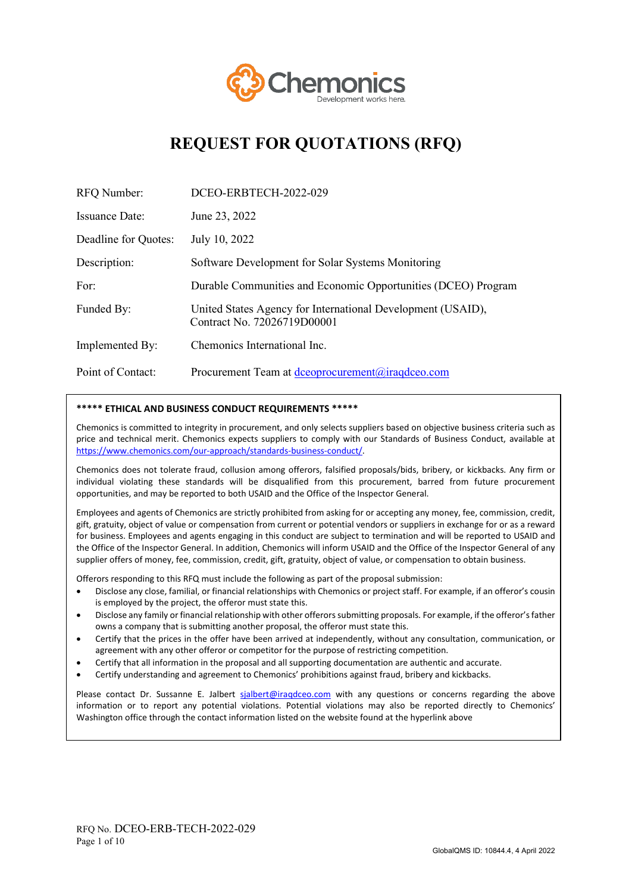# REQUEST FOR QUOTATIONS (RFQ)

| | |
|---|---|
| RFQ Number: | DCEO-ERBTECH-2022-029 |
| Issuance Date: | June 23, 2022 |
| Deadline for Quotes: | July 10, 2022 |
| Description: | Software Development for Solar Systems Monitoring |
| For: | Durable Communities and Economic Opportunities (DCEO) Program |
| Funded By: | United States Agency for International Development (USAID), Contract No. 72026719D00001 |
| Implemented By: | Chemonics International Inc. |
| Point of Contact: | Procurement Team at dceoprocurement@iraqdceo.com |

**\*\*\*\*\* ETHICAL AND BUSINESS CONDUCT REQUIREMENTS \*\*\*\*\***

Chemonics is committed to integrity in procurement, and only selects suppliers based on objective business criteria such as price and technical merit. Chemonics expects suppliers to comply with our Standards of Business Conduct, available at https://www.chemonics.com/our-approach/standards-business-conduct/.

Chemonics does not tolerate fraud, collusion among offerors, falsified proposals/bids, bribery, or kickbacks. Any firm or individual violating these standards will be disqualified from this procurement, barred from future procurement opportunities, and may be reported to both USAID and the Office of the Inspector General.

Employees and agents of Chemonics are strictly prohibited from asking for or accepting any money, fee, commission, credit, gift, gratuity, object of value or compensation from current or potential vendors or suppliers in exchange for or as a reward for business. Employees and agents engaging in this conduct are subject to termination and will be reported to USAID and the Office of the Inspector General. In addition, Chemonics will inform USAID and the Office of the Inspector General of any supplier offers of money, fee, commission, credit, gift, gratuity, object of value, or compensation to obtain business.

Offerors responding to this RFQ must include the following as part of the proposal submission:

- Disclose any close, familial, or financial relationships with Chemonics or project staff. For example, if an offeror's cousin is employed by the project, the offeror must state this.
- Disclose any family or financial relationship with other offerors submitting proposals. For example, if the offeror's father owns a company that is submitting another proposal, the offeror must state this.
- Certify that the prices in the offer have been arrived at independently, without any consultation, communication, or agreement with any other offeror or competitor for the purpose of restricting competition.
- Certify that all information in the proposal and all supporting documentation are authentic and accurate.
- Certify understanding and agreement to Chemonics' prohibitions against fraud, bribery and kickbacks.

Please contact Dr. Sussanne E. Jalbert sjalbert@iraqdceo.com with any questions or concerns regarding the above information or to report any potential violations. Potential violations may also be reported directly to Chemonics' Washington office through the contact information listed on the website found at the hyperlink above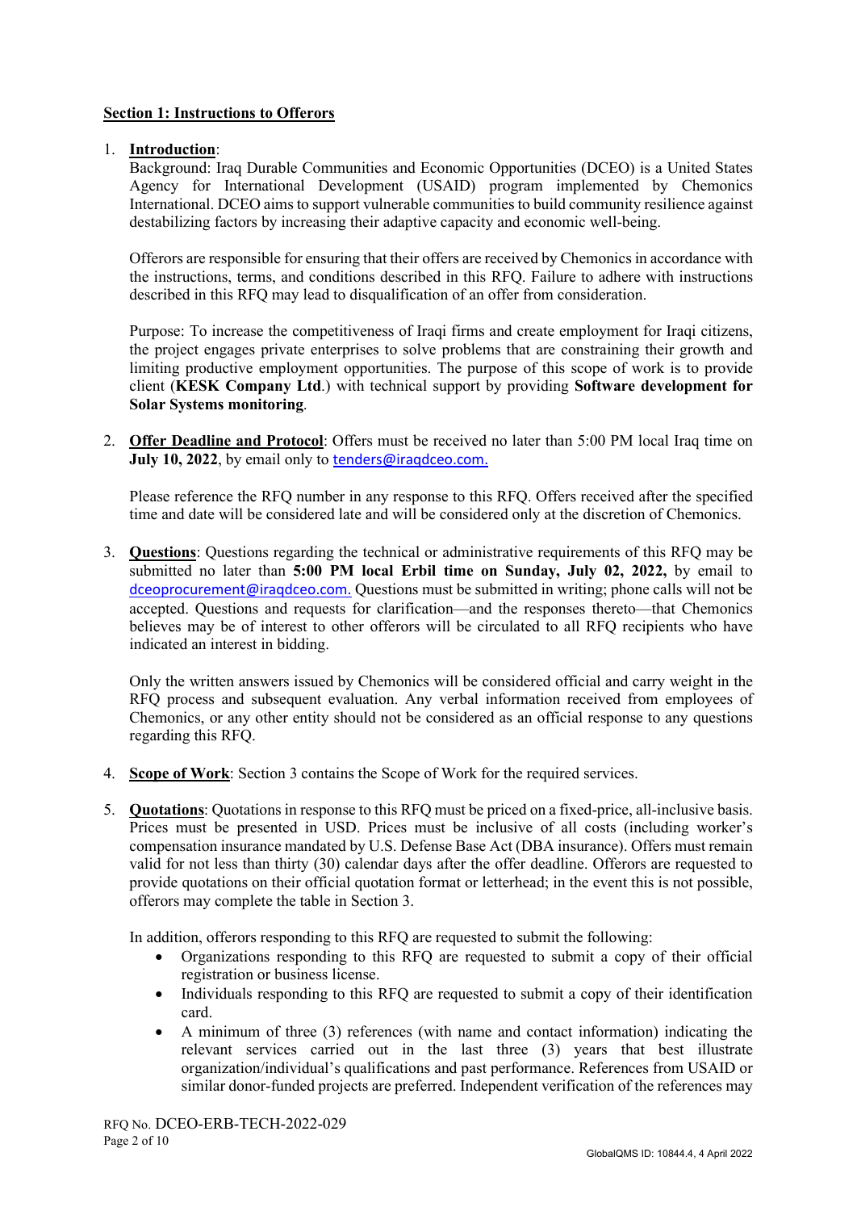**Section 1: Instructions to Offerors**

1. **Introduction**:
   Background: Iraq Durable Communities and Economic Opportunities (DCEO) is a United States Agency for International Development (USAID) program implemented by Chemonics International. DCEO aims to support vulnerable communities to build community resilience against destabilizing factors by increasing their adaptive capacity and economic well-being.

   Offerors are responsible for ensuring that their offers are received by Chemonics in accordance with the instructions, terms, and conditions described in this RFQ. Failure to adhere with instructions described in this RFQ may lead to disqualification of an offer from consideration.

   Purpose: To increase the competitiveness of Iraqi firms and create employment for Iraqi citizens, the project engages private enterprises to solve problems that are constraining their growth and limiting productive employment opportunities. The purpose of this scope of work is to provide client (**KESK Company Ltd**.) with technical support by providing **Software development for Solar Systems monitoring**.

2. **Offer Deadline and Protocol**: Offers must be received no later than 5:00 PM local Iraq time on **July 10, 2022**, by email only to tenders@iraqdceo.com.

   Please reference the RFQ number in any response to this RFQ. Offers received after the specified time and date will be considered late and will be considered only at the discretion of Chemonics.

3. **Questions**: Questions regarding the technical or administrative requirements of this RFQ may be submitted no later than **5:00 PM local Erbil time on Sunday, July 02, 2022,** by email to dceoprocurement@iraqdceo.com. Questions must be submitted in writing; phone calls will not be accepted. Questions and requests for clarification—and the responses thereto—that Chemonics believes may be of interest to other offerors will be circulated to all RFQ recipients who have indicated an interest in bidding.

   Only the written answers issued by Chemonics will be considered official and carry weight in the RFQ process and subsequent evaluation. Any verbal information received from employees of Chemonics, or any other entity should not be considered as an official response to any questions regarding this RFQ.

4. **Scope of Work**: Section 3 contains the Scope of Work for the required services.

5. **Quotations**: Quotations in response to this RFQ must be priced on a fixed-price, all-inclusive basis. Prices must be presented in USD. Prices must be inclusive of all costs (including worker's compensation insurance mandated by U.S. Defense Base Act (DBA insurance). Offers must remain valid for not less than thirty (30) calendar days after the offer deadline. Offerors are requested to provide quotations on their official quotation format or letterhead; in the event this is not possible, offerors may complete the table in Section 3.

   In addition, offerors responding to this RFQ are requested to submit the following:
   - Organizations responding to this RFQ are requested to submit a copy of their official registration or business license.
   - Individuals responding to this RFQ are requested to submit a copy of their identification card.
   - A minimum of three (3) references (with name and contact information) indicating the relevant services carried out in the last three (3) years that best illustrate organization/individual's qualifications and past performance. References from USAID or similar donor-funded projects are preferred. Independent verification of the references may

RFQ No. DCEO-ERB-TECH-2022-029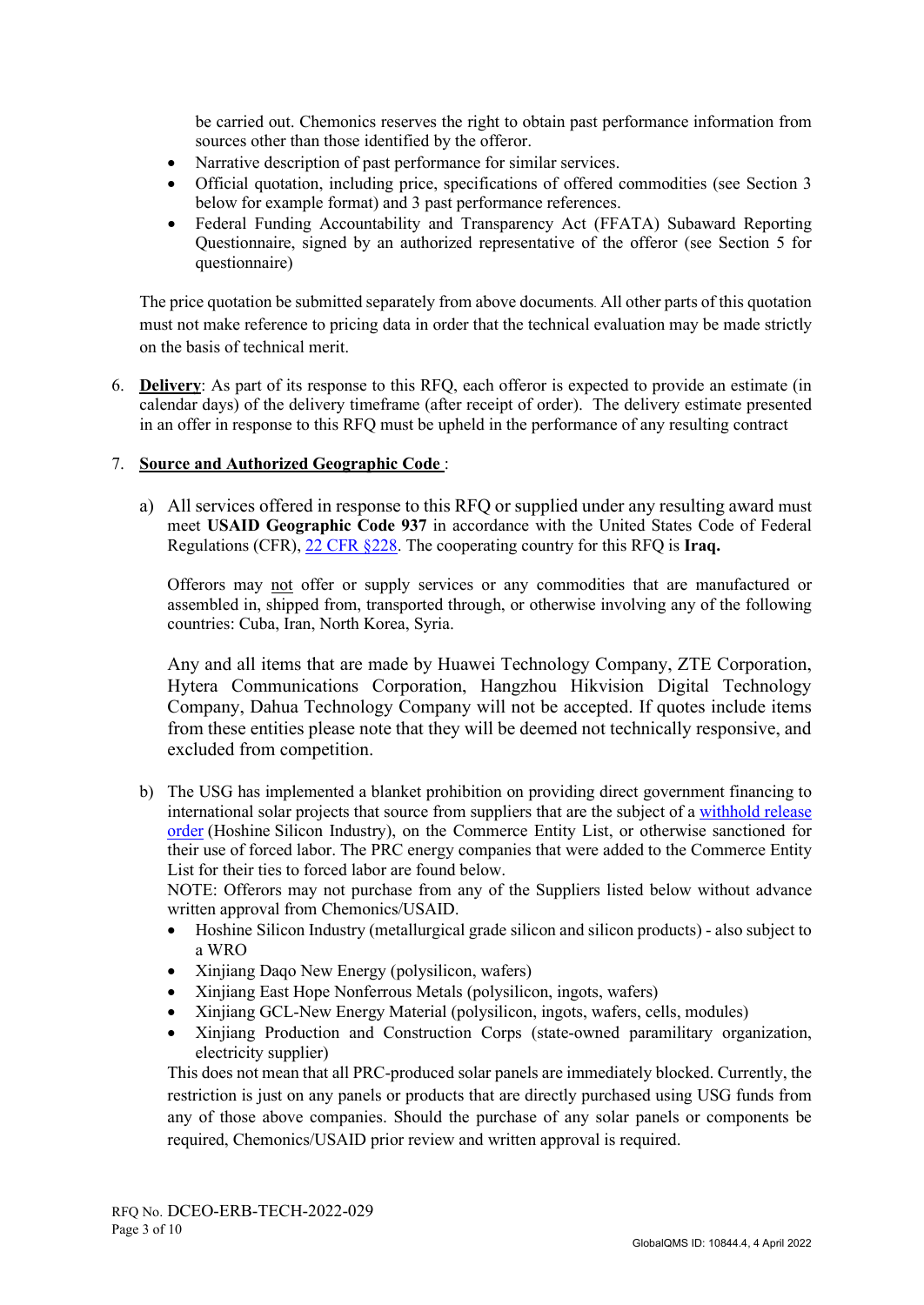be carried out. Chemonics reserves the right to obtain past performance information from sources other than those identified by the offeror.

- Narrative description of past performance for similar services.
- Official quotation, including price, specifications of offered commodities (see Section 3 below for example format) and 3 past performance references.
- Federal Funding Accountability and Transparency Act (FFATA) Subaward Reporting Questionnaire, signed by an authorized representative of the offeror (see Section 5 for questionnaire)

The price quotation be submitted separately from above documents. All other parts of this quotation must not make reference to pricing data in order that the technical evaluation may be made strictly on the basis of technical merit.

6. **Delivery**: As part of its response to this RFQ, each offeror is expected to provide an estimate (in calendar days) of the delivery timeframe (after receipt of order). The delivery estimate presented in an offer in response to this RFQ must be upheld in the performance of any resulting contract

7. **Source and Authorized Geographic Code** :

   a) All services offered in response to this RFQ or supplied under any resulting award must meet **USAID Geographic Code 937** in accordance with the United States Code of Federal Regulations (CFR), [22 CFR §228](). The cooperating country for this RFQ is **Iraq.**

   Offerors may not offer or supply services or any commodities that are manufactured or assembled in, shipped from, transported through, or otherwise involving any of the following countries: Cuba, Iran, North Korea, Syria.

   Any and all items that are made by Huawei Technology Company, ZTE Corporation, Hytera Communications Corporation, Hangzhou Hikvision Digital Technology Company, Dahua Technology Company will not be accepted. If quotes include items from these entities please note that they will be deemed not technically responsive, and excluded from competition.

   b) The USG has implemented a blanket prohibition on providing direct government financing to international solar projects that source from suppliers that are the subject of a [withhold release order]() (Hoshine Silicon Industry), on the Commerce Entity List, or otherwise sanctioned for their use of forced labor. The PRC energy companies that were added to the Commerce Entity List for their ties to forced labor are found below.
   NOTE: Offerors may not purchase from any of the Suppliers listed below without advance written approval from Chemonics/USAID.

   - Hoshine Silicon Industry (metallurgical grade silicon and silicon products) - also subject to a WRO
   - Xinjiang Daqo New Energy (polysilicon, wafers)
   - Xinjiang East Hope Nonferrous Metals (polysilicon, ingots, wafers)
   - Xinjiang GCL-New Energy Material (polysilicon, ingots, wafers, cells, modules)
   - Xinjiang Production and Construction Corps (state-owned paramilitary organization, electricity supplier)

   This does not mean that all PRC-produced solar panels are immediately blocked. Currently, the restriction is just on any panels or products that are directly purchased using USG funds from any of those above companies. Should the purchase of any solar panels or components be required, Chemonics/USAID prior review and written approval is required.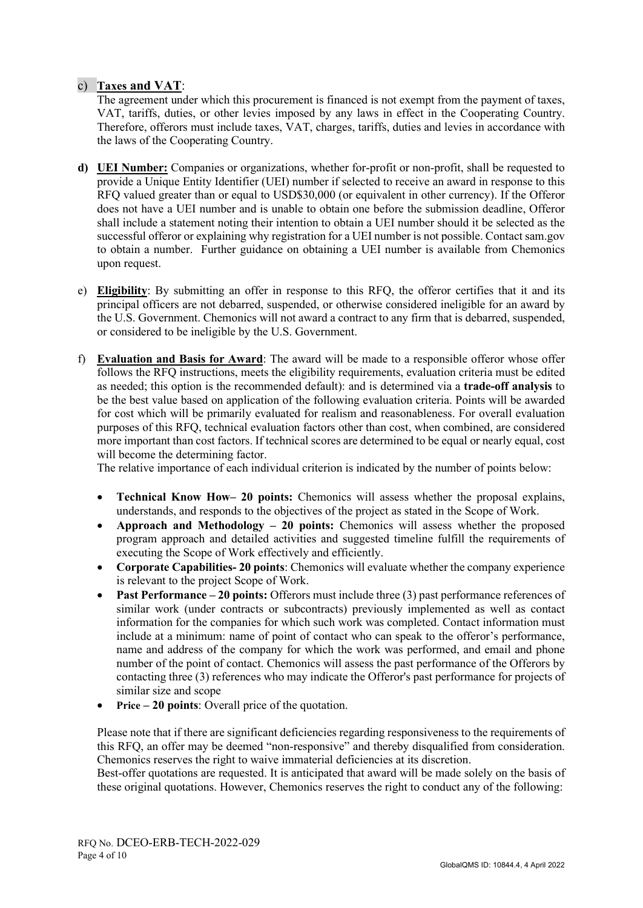c) **Taxes and VAT**:
The agreement under which this procurement is financed is not exempt from the payment of taxes, VAT, tariffs, duties, or other levies imposed by any laws in effect in the Cooperating Country. Therefore, offerors must include taxes, VAT, charges, tariffs, duties and levies in accordance with the laws of the Cooperating Country.

**d) UEI Number:** Companies or organizations, whether for-profit or non-profit, shall be requested to provide a Unique Entity Identifier (UEI) number if selected to receive an award in response to this RFQ valued greater than or equal to USD$30,000 (or equivalent in other currency). If the Offeror does not have a UEI number and is unable to obtain one before the submission deadline, Offeror shall include a statement noting their intention to obtain a UEI number should it be selected as the successful offeror or explaining why registration for a UEI number is not possible. Contact sam.gov to obtain a number. Further guidance on obtaining a UEI number is available from Chemonics upon request.

e) **Eligibility**: By submitting an offer in response to this RFQ, the offeror certifies that it and its principal officers are not debarred, suspended, or otherwise considered ineligible for an award by the U.S. Government. Chemonics will not award a contract to any firm that is debarred, suspended, or considered to be ineligible by the U.S. Government.

f) **Evaluation and Basis for Award**: The award will be made to a responsible offeror whose offer follows the RFQ instructions, meets the eligibility requirements, evaluation criteria must be edited as needed; this option is the recommended default): and is determined via a **trade-off analysis** to be the best value based on application of the following evaluation criteria. Points will be awarded for cost which will be primarily evaluated for realism and reasonableness. For overall evaluation purposes of this RFQ, technical evaluation factors other than cost, when combined, are considered more important than cost factors. If technical scores are determined to be equal or nearly equal, cost will become the determining factor.
The relative importance of each individual criterion is indicated by the number of points below:

- **Technical Know How– 20 points:** Chemonics will assess whether the proposal explains, understands, and responds to the objectives of the project as stated in the Scope of Work.
- **Approach and Methodology – 20 points:** Chemonics will assess whether the proposed program approach and detailed activities and suggested timeline fulfill the requirements of executing the Scope of Work effectively and efficiently.
- **Corporate Capabilities- 20 points**: Chemonics will evaluate whether the company experience is relevant to the project Scope of Work.
- **Past Performance – 20 points:** Offerors must include three (3) past performance references of similar work (under contracts or subcontracts) previously implemented as well as contact information for the companies for which such work was completed. Contact information must include at a minimum: name of point of contact who can speak to the offeror's performance, name and address of the company for which the work was performed, and email and phone number of the point of contact. Chemonics will assess the past performance of the Offerors by contacting three (3) references who may indicate the Offeror's past performance for projects of similar size and scope
- **Price – 20 points**: Overall price of the quotation.

Please note that if there are significant deficiencies regarding responsiveness to the requirements of this RFQ, an offer may be deemed "non-responsive" and thereby disqualified from consideration. Chemonics reserves the right to waive immaterial deficiencies at its discretion.
Best-offer quotations are requested. It is anticipated that award will be made solely on the basis of these original quotations. However, Chemonics reserves the right to conduct any of the following: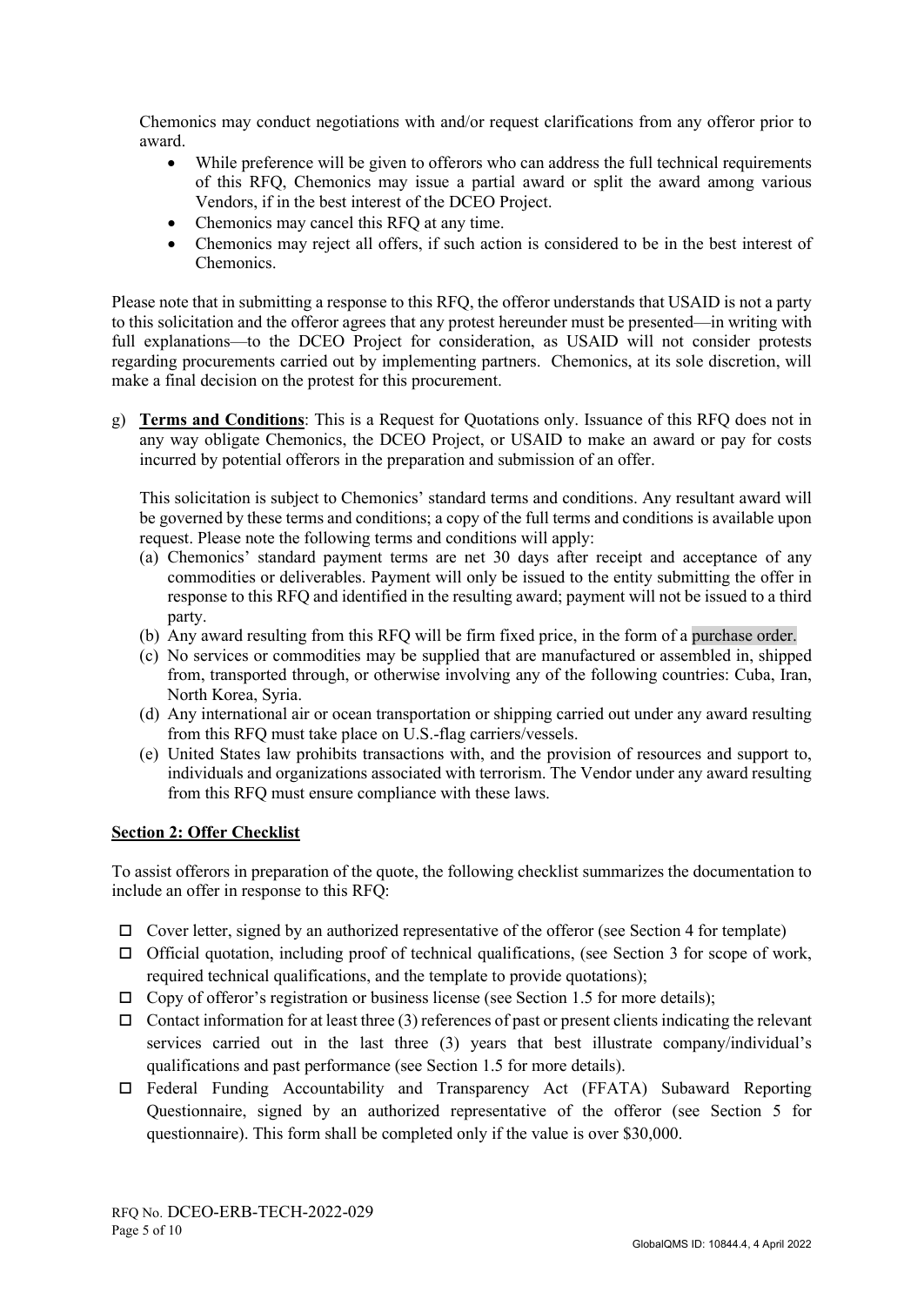Chemonics may conduct negotiations with and/or request clarifications from any offeror prior to award.

- While preference will be given to offerors who can address the full technical requirements of this RFQ, Chemonics may issue a partial award or split the award among various Vendors, if in the best interest of the DCEO Project.
- Chemonics may cancel this RFQ at any time.
- Chemonics may reject all offers, if such action is considered to be in the best interest of Chemonics.

Please note that in submitting a response to this RFQ, the offeror understands that USAID is not a party to this solicitation and the offeror agrees that any protest hereunder must be presented—in writing with full explanations—to the DCEO Project for consideration, as USAID will not consider protests regarding procurements carried out by implementing partners. Chemonics, at its sole discretion, will make a final decision on the protest for this procurement.

g) **<u>Terms and Conditions</u>**: This is a Request for Quotations only. Issuance of this RFQ does not in any way obligate Chemonics, the DCEO Project, or USAID to make an award or pay for costs incurred by potential offerors in the preparation and submission of an offer.

This solicitation is subject to Chemonics' standard terms and conditions. Any resultant award will be governed by these terms and conditions; a copy of the full terms and conditions is available upon request. Please note the following terms and conditions will apply:

(a) Chemonics' standard payment terms are net 30 days after receipt and acceptance of any commodities or deliverables. Payment will only be issued to the entity submitting the offer in response to this RFQ and identified in the resulting award; payment will not be issued to a third party.
(b) Any award resulting from this RFQ will be firm fixed price, in the form of a purchase order.
(c) No services or commodities may be supplied that are manufactured or assembled in, shipped from, transported through, or otherwise involving any of the following countries: Cuba, Iran, North Korea, Syria.
(d) Any international air or ocean transportation or shipping carried out under any award resulting from this RFQ must take place on U.S.-flag carriers/vessels.
(e) United States law prohibits transactions with, and the provision of resources and support to, individuals and organizations associated with terrorism. The Vendor under any award resulting from this RFQ must ensure compliance with these laws.

## **<u>Section 2: Offer Checklist</u>**

To assist offerors in preparation of the quote, the following checklist summarizes the documentation to include an offer in response to this RFQ:

- ☐ Cover letter, signed by an authorized representative of the offeror (see Section 4 for template)
- ☐ Official quotation, including proof of technical qualifications, (see Section 3 for scope of work, required technical qualifications, and the template to provide quotations);
- ☐ Copy of offeror's registration or business license (see Section 1.5 for more details);
- ☐ Contact information for at least three (3) references of past or present clients indicating the relevant services carried out in the last three (3) years that best illustrate company/individual's qualifications and past performance (see Section 1.5 for more details).
- ☐ Federal Funding Accountability and Transparency Act (FFATA) Subaward Reporting Questionnaire, signed by an authorized representative of the offeror (see Section 5 for questionnaire). This form shall be completed only if the value is over $30,000.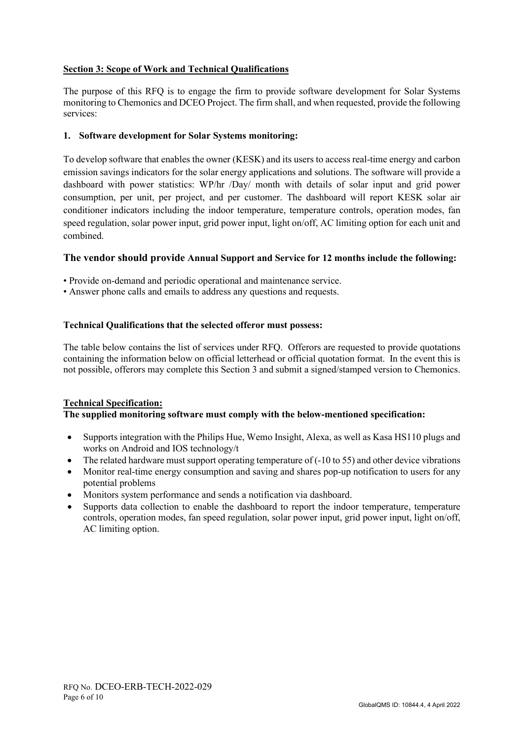## Section 3: Scope of Work and Technical Qualifications

The purpose of this RFQ is to engage the firm to provide software development for Solar Systems monitoring to Chemonics and DCEO Project. The firm shall, and when requested, provide the following services:

### 1. Software development for Solar Systems monitoring:

To develop software that enables the owner (KESK) and its users to access real-time energy and carbon emission savings indicators for the solar energy applications and solutions. The software will provide a dashboard with power statistics: WP/hr /Day/ month with details of solar input and grid power consumption, per unit, per project, and per customer. The dashboard will report KESK solar air conditioner indicators including the indoor temperature, temperature controls, operation modes, fan speed regulation, solar power input, grid power input, light on/off, AC limiting option for each unit and combined.

### The vendor should provide Annual Support and Service for 12 months include the following:

- Provide on-demand and periodic operational and maintenance service.
- Answer phone calls and emails to address any questions and requests.

**Technical Qualifications that the selected offeror must possess:**

The table below contains the list of services under RFQ. Offerors are requested to provide quotations containing the information below on official letterhead or official quotation format. In the event this is not possible, offerors may complete this Section 3 and submit a signed/stamped version to Chemonics.

**Technical Specification:**
**The supplied monitoring software must comply with the below-mentioned specification:**

- Supports integration with the Philips Hue, Wemo Insight, Alexa, as well as Kasa HS110 plugs and works on Android and IOS technology/t
- The related hardware must support operating temperature of (-10 to 55) and other device vibrations
- Monitor real-time energy consumption and saving and shares pop-up notification to users for any potential problems
- Monitors system performance and sends a notification via dashboard.
- Supports data collection to enable the dashboard to report the indoor temperature, temperature controls, operation modes, fan speed regulation, solar power input, grid power input, light on/off, AC limiting option.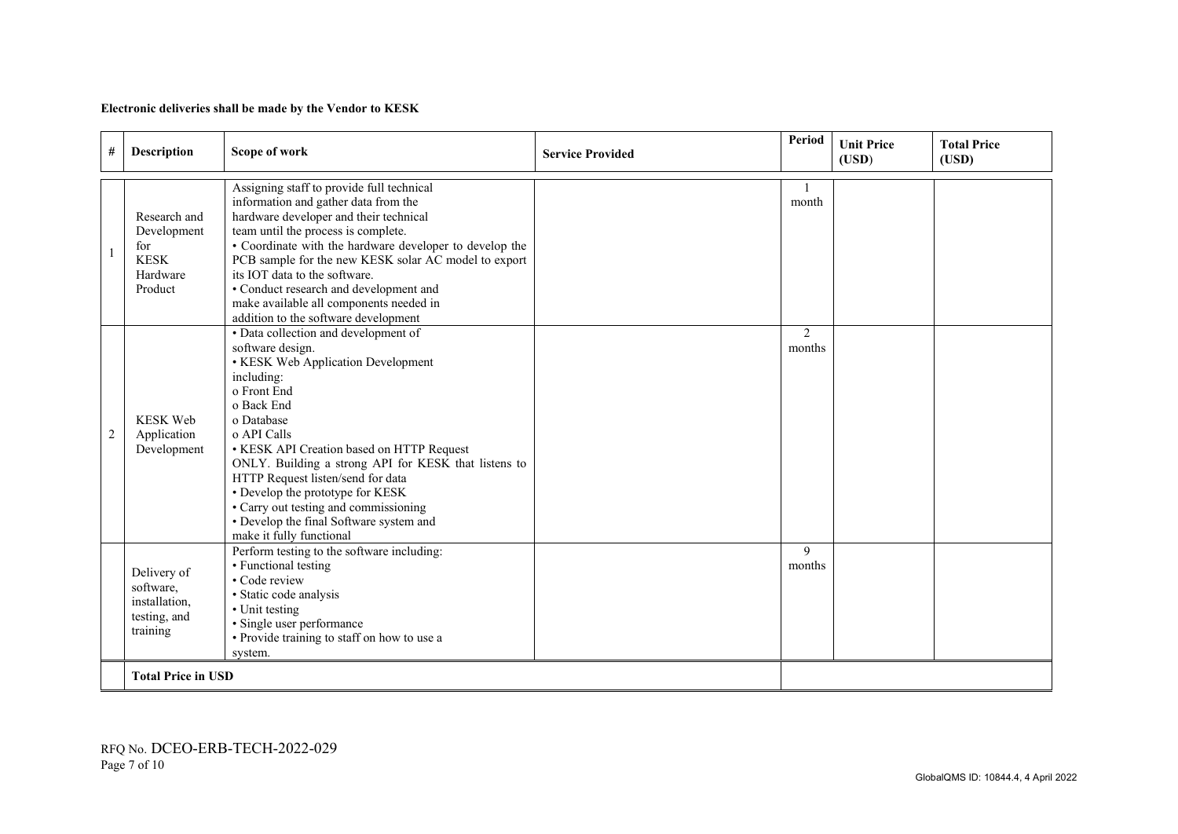**Electronic deliveries shall be made by the Vendor to KESK**

| # | Description | Scope of work | Service Provided | Period | Unit Price (USD) | Total Price (USD) |
|---|---|---|---|---|---|---|
| 1 | Research and Development for KESK Hardware Product | Assigning staff to provide full technical information and gather data from the hardware developer and their technical team until the process is complete.<br>• Coordinate with the hardware developer to develop the PCB sample for the new KESK solar AC model to export its IOT data to the software.<br>• Conduct research and development and make available all components needed in addition to the software development | | 1 month | | |
| 2 | KESK Web Application Development | • Data collection and development of software design.<br>• KESK Web Application Development including:<br>o Front End<br>o Back End<br>o Database<br>o API Calls<br>• KESK API Creation based on HTTP Request ONLY. Building a strong API for KESK that listens to HTTP Request listen/send for data<br>• Develop the prototype for KESK<br>• Carry out testing and commissioning<br>• Develop the final Software system and make it fully functional | | 2 months | | |
| | Delivery of software, installation, testing, and training | Perform testing to the software including:<br>• Functional testing<br>• Code review<br>• Static code analysis<br>• Unit testing<br>• Single user performance<br>• Provide training to staff on how to use a system. | | 9 months | | |
| | **Total Price in USD** | | | | | |

RFQ No. DCEO-ERB-TECH-2022-029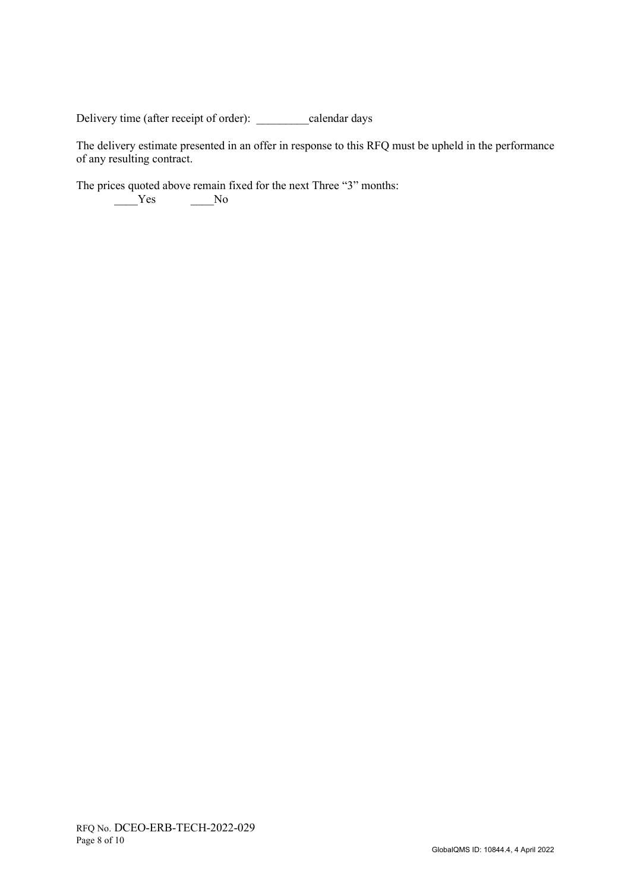Delivery time (after receipt of order): _________calendar days

The delivery estimate presented in an offer in response to this RFQ must be upheld in the performance of any resulting contract.

The prices quoted above remain fixed for the next Three "3" months:

____Yes ____No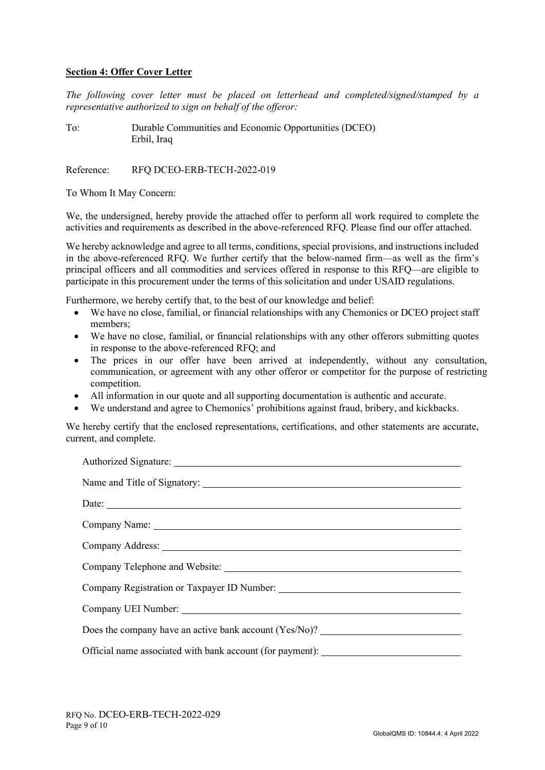## Section 4: Offer Cover Letter

*The following cover letter must be placed on letterhead and completed/signed/stamped by a representative authorized to sign on behalf of the offeror:*

To: Durable Communities and Economic Opportunities (DCEO)
Erbil, Iraq

Reference: RFQ DCEO-ERB-TECH-2022-019

To Whom It May Concern:

We, the undersigned, hereby provide the attached offer to perform all work required to complete the activities and requirements as described in the above-referenced RFQ. Please find our offer attached.

We hereby acknowledge and agree to all terms, conditions, special provisions, and instructions included in the above-referenced RFQ. We further certify that the below-named firm—as well as the firm's principal officers and all commodities and services offered in response to this RFQ—are eligible to participate in this procurement under the terms of this solicitation and under USAID regulations.

Furthermore, we hereby certify that, to the best of our knowledge and belief:

- We have no close, familial, or financial relationships with any Chemonics or DCEO project staff members;
- We have no close, familial, or financial relationships with any other offerors submitting quotes in response to the above-referenced RFQ; and
- The prices in our offer have been arrived at independently, without any consultation, communication, or agreement with any other offeror or competitor for the purpose of restricting competition.
- All information in our quote and all supporting documentation is authentic and accurate.
- We understand and agree to Chemonics' prohibitions against fraud, bribery, and kickbacks.

We hereby certify that the enclosed representations, certifications, and other statements are accurate, current, and complete.

Authorized Signature: ______________________________

Name and Title of Signatory: ______________________________

Date: ______________________________

Company Name: ______________________________

Company Address: ______________________________

Company Telephone and Website: ______________________________

Company Registration or Taxpayer ID Number: ______________________________

Company UEI Number: ______________________________

Does the company have an active bank account (Yes/No)? ______________________________

Official name associated with bank account (for payment): ______________________________

RFQ No. DCEO-ERB-TECH-2022-029

GlobalQMS ID: 10844.4, 4 April 2022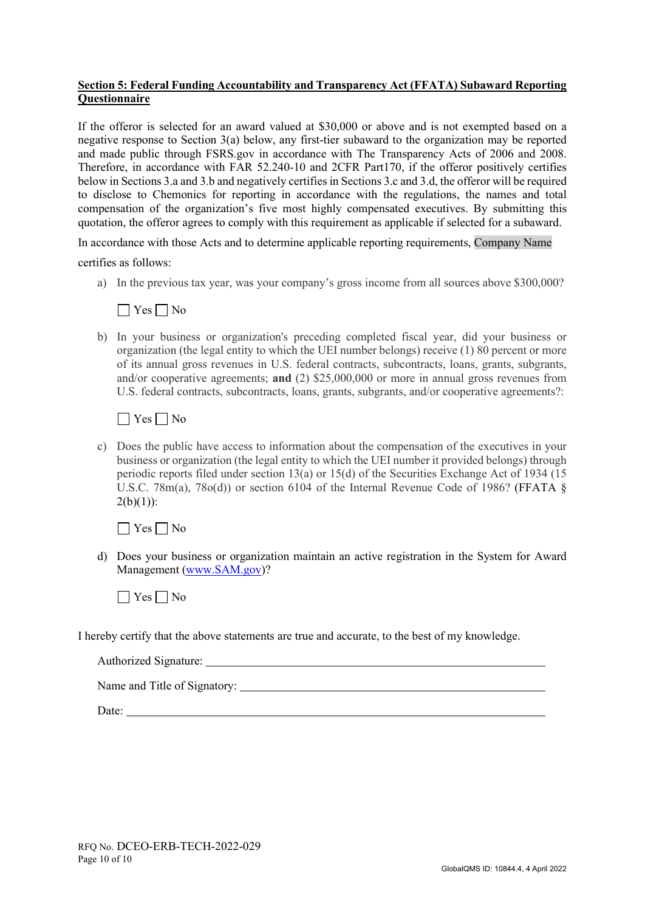**Section 5: Federal Funding Accountability and Transparency Act (FFATA) Subaward Reporting Questionnaire**

If the offeror is selected for an award valued at $30,000 or above and is not exempted based on a negative response to Section 3(a) below, any first-tier subaward to the organization may be reported and made public through FSRS.gov in accordance with The Transparency Acts of 2006 and 2008. Therefore, in accordance with FAR 52.240-10 and 2CFR Part170, if the offeror positively certifies below in Sections 3.a and 3.b and negatively certifies in Sections 3.c and 3.d, the offeror will be required to disclose to Chemonics for reporting in accordance with the regulations, the names and total compensation of the organization's five most highly compensated executives. By submitting this quotation, the offeror agrees to comply with this requirement as applicable if selected for a subaward.

In accordance with those Acts and to determine applicable reporting requirements, Company Name certifies as follows:

a) In the previous tax year, was your company's gross income from all sources above $300,000?

☐ Yes ☐ No

b) In your business or organization's preceding completed fiscal year, did your business or organization (the legal entity to which the UEI number belongs) receive (1) 80 percent or more of its annual gross revenues in U.S. federal contracts, subcontracts, loans, grants, subgrants, and/or cooperative agreements; **and** (2) $25,000,000 or more in annual gross revenues from U.S. federal contracts, subcontracts, loans, grants, subgrants, and/or cooperative agreements?:

☐ Yes ☐ No

c) Does the public have access to information about the compensation of the executives in your business or organization (the legal entity to which the UEI number it provided belongs) through periodic reports filed under section 13(a) or 15(d) of the Securities Exchange Act of 1934 (15 U.S.C. 78m(a), 78o(d)) or section 6104 of the Internal Revenue Code of 1986? (FFATA § 2(b)(1)):

☐ Yes ☐ No

d) Does your business or organization maintain an active registration in the System for Award Management (www.SAM.gov)?

☐ Yes ☐ No

I hereby certify that the above statements are true and accurate, to the best of my knowledge.

Authorized Signature: ______________________________

Name and Title of Signatory: ______________________________

Date: ______________________________

RFQ No. DCEO-ERB-TECH-2022-029

GlobalQMS ID: 10844.4, 4 April 2022